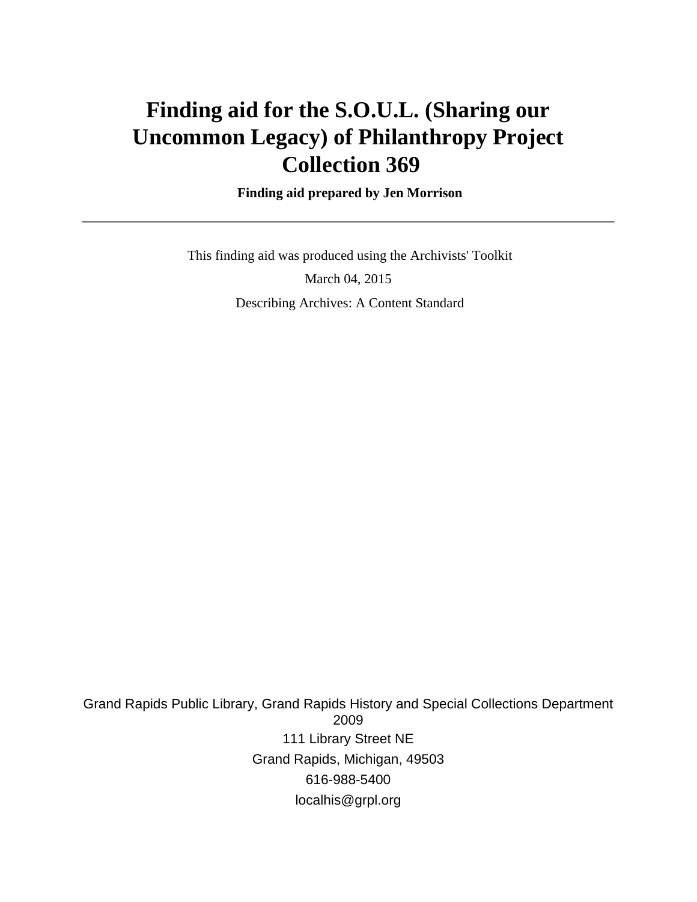# Finding aid for the S.O.U.L. (Sharing our Uncommon Legacy) of Philanthropy Project Collection 369

**Finding aid prepared by Jen Morrison**

---

This finding aid was produced using the Archivists' Toolkit

March 04, 2015

Describing Archives: A Content Standard

Grand Rapids Public Library, Grand Rapids History and Special Collections Department
2009
111 Library Street NE
Grand Rapids, Michigan, 49503
616-988-5400
localhis@grpl.org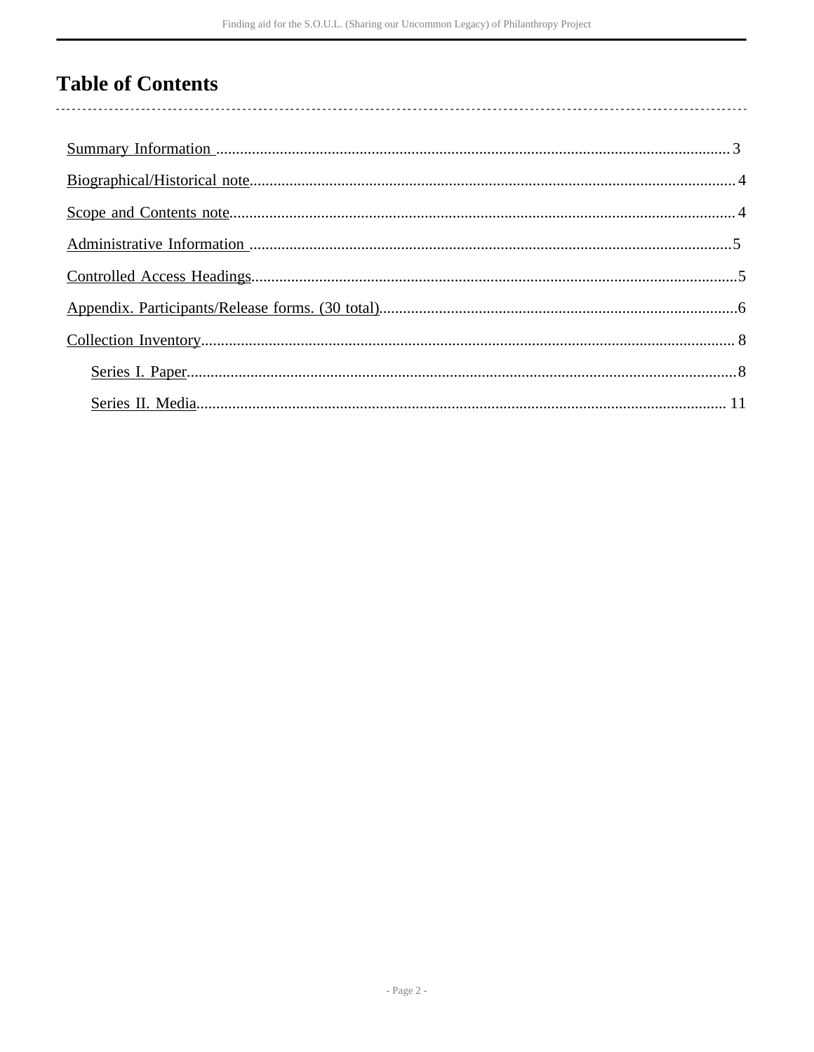# Table of Contents

- Summary Information ..... 3
- Biographical/Historical note ..... 4
- Scope and Contents note ..... 4
- Administrative Information ..... 5
- Controlled Access Headings ..... 5
- Appendix. Participants/Release forms. (30 total) ..... 6
- Collection Inventory ..... 8
    - Series I. Paper ..... 8
    - Series II. Media ..... 11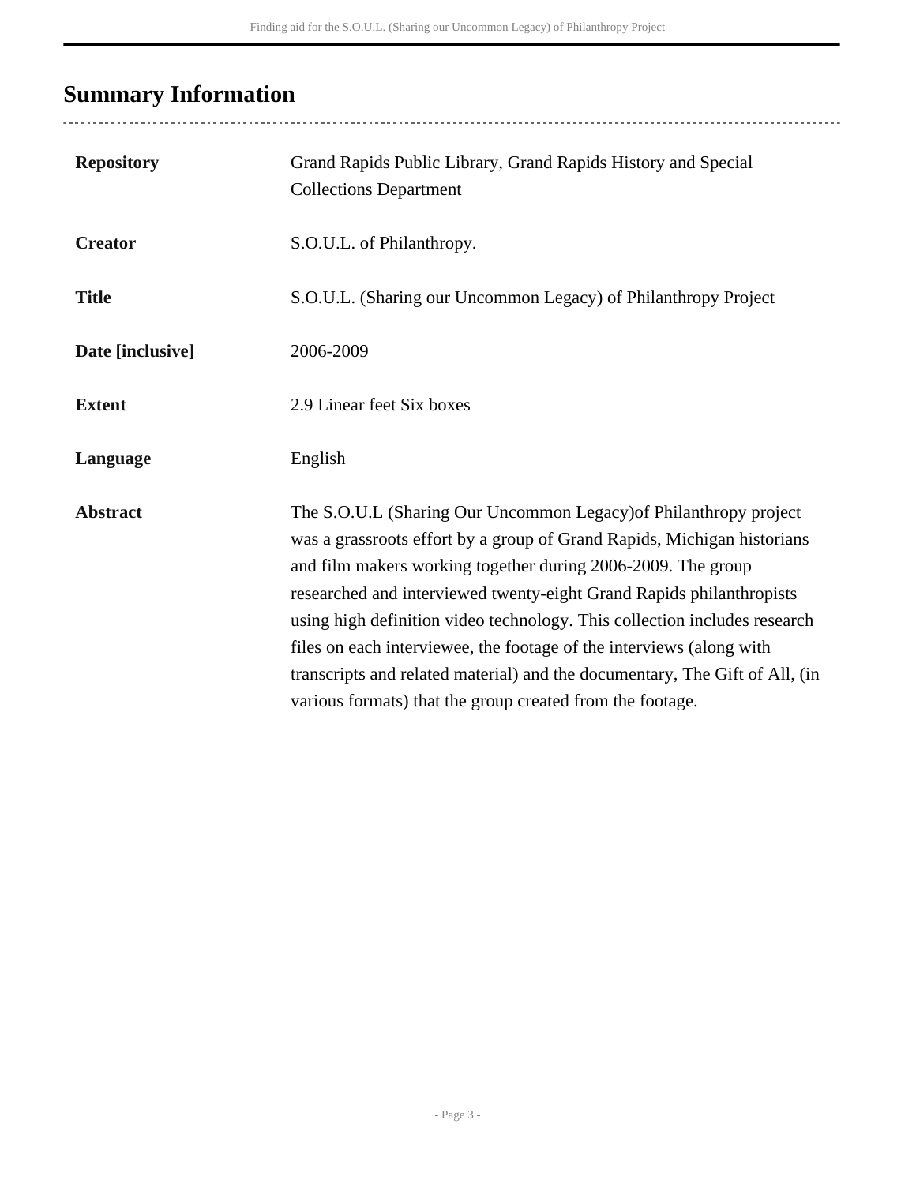## Summary Information

| | |
|---|---|
| **Repository** | Grand Rapids Public Library, Grand Rapids History and Special Collections Department |
| **Creator** | S.O.U.L. of Philanthropy. |
| **Title** | S.O.U.L. (Sharing our Uncommon Legacy) of Philanthropy Project |
| **Date [inclusive]** | 2006-2009 |
| **Extent** | 2.9 Linear feet Six boxes |
| **Language** | English |
| **Abstract** | The S.O.U.L (Sharing Our Uncommon Legacy)of Philanthropy project was a grassroots effort by a group of Grand Rapids, Michigan historians and film makers working together during 2006-2009. The group researched and interviewed twenty-eight Grand Rapids philanthropists using high definition video technology. This collection includes research files on each interviewee, the footage of the interviews (along with transcripts and related material) and the documentary, The Gift of All, (in various formats) that the group created from the footage. |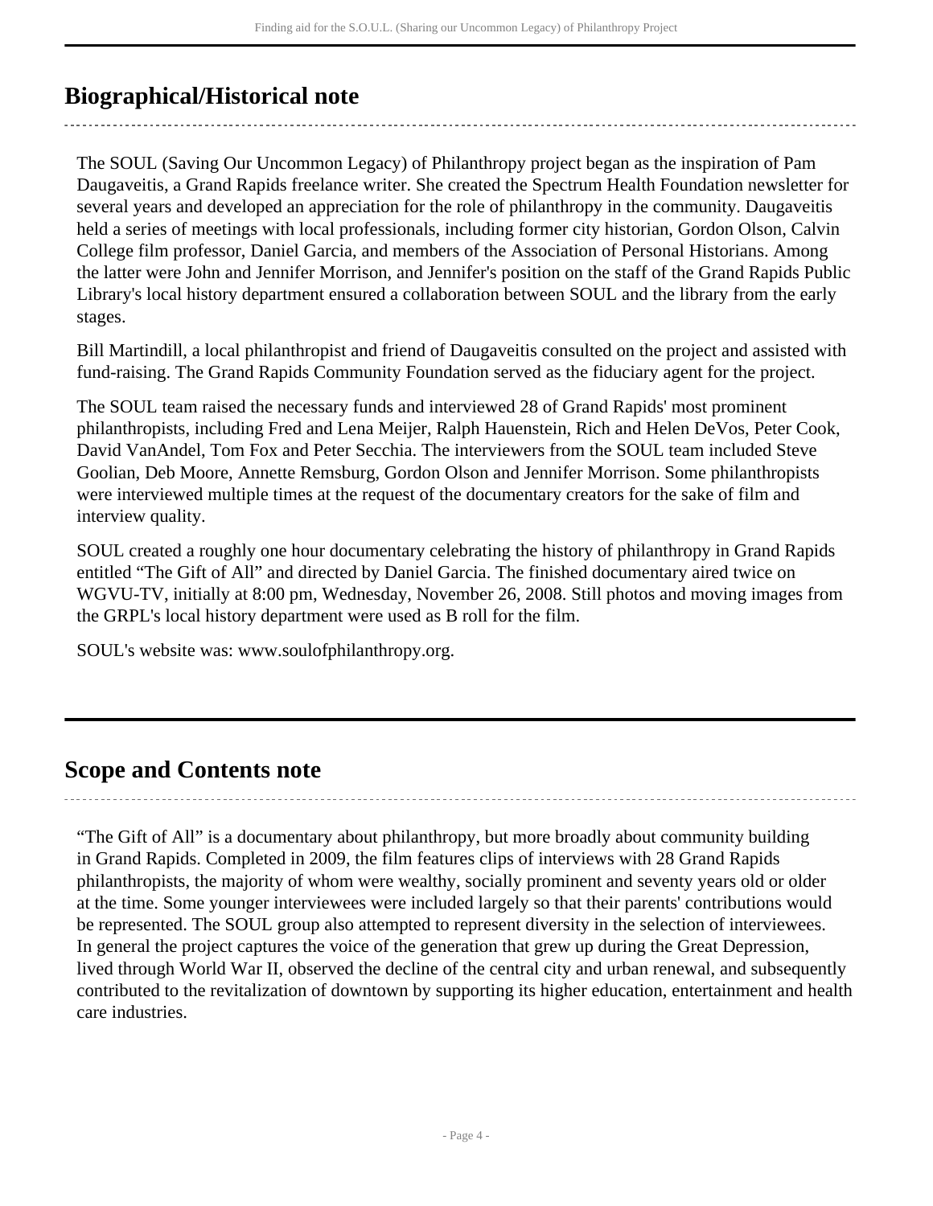## Biographical/Historical note

The SOUL (Saving Our Uncommon Legacy) of Philanthropy project began as the inspiration of Pam Daugaveitis, a Grand Rapids freelance writer. She created the Spectrum Health Foundation newsletter for several years and developed an appreciation for the role of philanthropy in the community. Daugaveitis held a series of meetings with local professionals, including former city historian, Gordon Olson, Calvin College film professor, Daniel Garcia, and members of the Association of Personal Historians. Among the latter were John and Jennifer Morrison, and Jennifer's position on the staff of the Grand Rapids Public Library's local history department ensured a collaboration between SOUL and the library from the early stages.

Bill Martindill, a local philanthropist and friend of Daugaveitis consulted on the project and assisted with fund-raising. The Grand Rapids Community Foundation served as the fiduciary agent for the project.

The SOUL team raised the necessary funds and interviewed 28 of Grand Rapids' most prominent philanthropists, including Fred and Lena Meijer, Ralph Hauenstein, Rich and Helen DeVos, Peter Cook, David VanAndel, Tom Fox and Peter Secchia. The interviewers from the SOUL team included Steve Goolian, Deb Moore, Annette Remsburg, Gordon Olson and Jennifer Morrison. Some philanthropists were interviewed multiple times at the request of the documentary creators for the sake of film and interview quality.

SOUL created a roughly one hour documentary celebrating the history of philanthropy in Grand Rapids entitled "The Gift of All" and directed by Daniel Garcia. The finished documentary aired twice on WGVU-TV, initially at 8:00 pm, Wednesday, November 26, 2008. Still photos and moving images from the GRPL's local history department were used as B roll for the film.

SOUL's website was: www.soulofphilanthropy.org.

## Scope and Contents note

"The Gift of All" is a documentary about philanthropy, but more broadly about community building in Grand Rapids. Completed in 2009, the film features clips of interviews with 28 Grand Rapids philanthropists, the majority of whom were wealthy, socially prominent and seventy years old or older at the time. Some younger interviewees were included largely so that their parents' contributions would be represented. The SOUL group also attempted to represent diversity in the selection of interviewees. In general the project captures the voice of the generation that grew up during the Great Depression, lived through World War II, observed the decline of the central city and urban renewal, and subsequently contributed to the revitalization of downtown by supporting its higher education, entertainment and health care industries.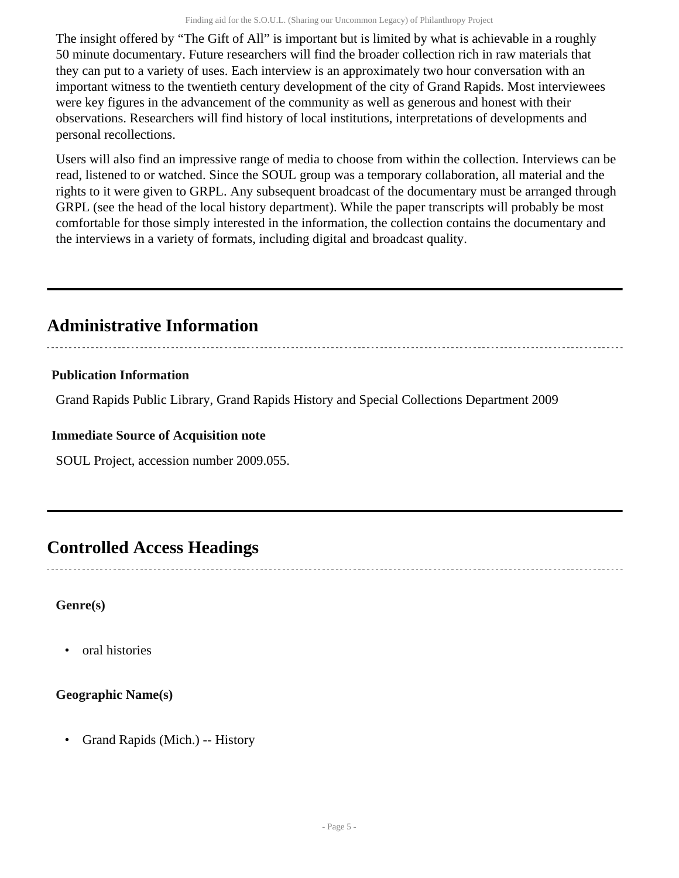The insight offered by "The Gift of All" is important but is limited by what is achievable in a roughly 50 minute documentary. Future researchers will find the broader collection rich in raw materials that they can put to a variety of uses. Each interview is an approximately two hour conversation with an important witness to the twentieth century development of the city of Grand Rapids. Most interviewees were key figures in the advancement of the community as well as generous and honest with their observations. Researchers will find history of local institutions, interpretations of developments and personal recollections.

Users will also find an impressive range of media to choose from within the collection. Interviews can be read, listened to or watched. Since the SOUL group was a temporary collaboration, all material and the rights to it were given to GRPL. Any subsequent broadcast of the documentary must be arranged through GRPL (see the head of the local history department). While the paper transcripts will probably be most comfortable for those simply interested in the information, the collection contains the documentary and the interviews in a variety of formats, including digital and broadcast quality.

## Administrative Information

**Publication Information**

Grand Rapids Public Library, Grand Rapids History and Special Collections Department 2009

**Immediate Source of Acquisition note**

SOUL Project, accession number 2009.055.

## Controlled Access Headings

**Genre(s)**

- oral histories

**Geographic Name(s)**

- Grand Rapids (Mich.) -- History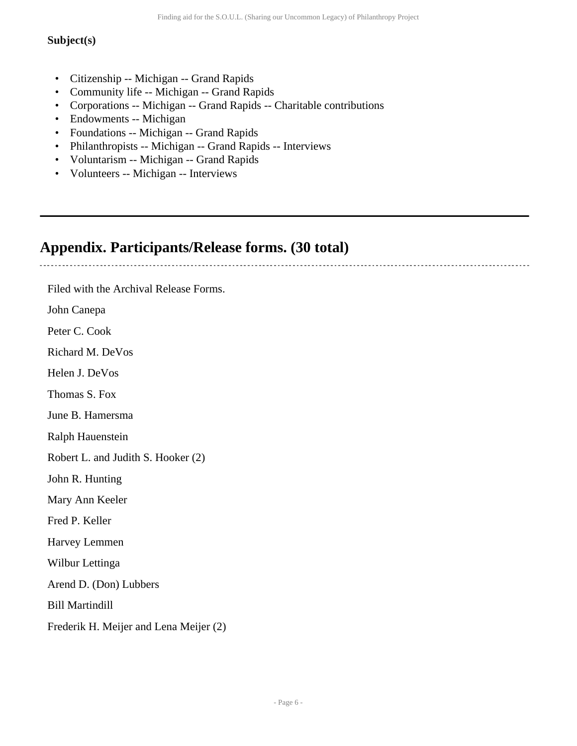**Subject(s)**

- Citizenship -- Michigan -- Grand Rapids
- Community life -- Michigan -- Grand Rapids
- Corporations -- Michigan -- Grand Rapids -- Charitable contributions
- Endowments -- Michigan
- Foundations -- Michigan -- Grand Rapids
- Philanthropists -- Michigan -- Grand Rapids -- Interviews
- Voluntarism -- Michigan -- Grand Rapids
- Volunteers -- Michigan -- Interviews

---

## Appendix. Participants/Release forms. (30 total)

Filed with the Archival Release Forms.

John Canepa

Peter C. Cook

Richard M. DeVos

Helen J. DeVos

Thomas S. Fox

June B. Hamersma

Ralph Hauenstein

Robert L. and Judith S. Hooker (2)

John R. Hunting

Mary Ann Keeler

Fred P. Keller

Harvey Lemmen

Wilbur Lettinga

Arend D. (Don) Lubbers

Bill Martindill

Frederik H. Meijer and Lena Meijer (2)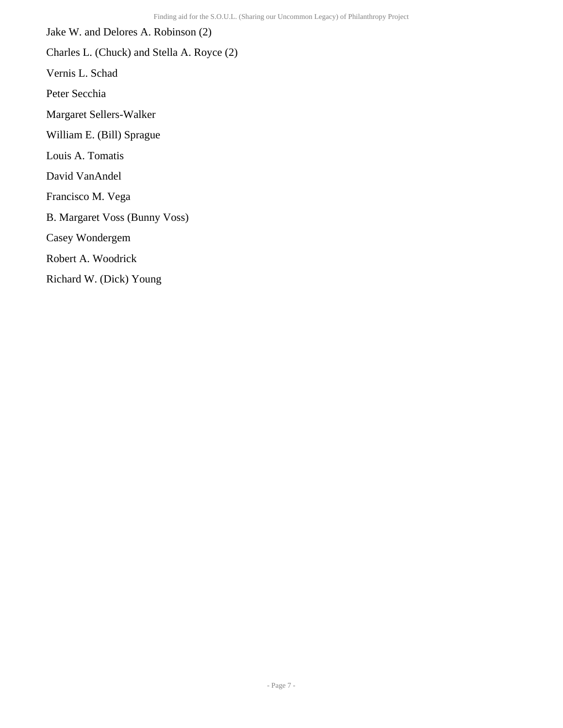Jake W. and Delores A. Robinson (2)

Charles L. (Chuck) and Stella A. Royce (2)

Vernis L. Schad

Peter Secchia

Margaret Sellers-Walker

William E. (Bill) Sprague

Louis A. Tomatis

David VanAndel

Francisco M. Vega

B. Margaret Voss (Bunny Voss)

Casey Wondergem

Robert A. Woodrick

Richard W. (Dick) Young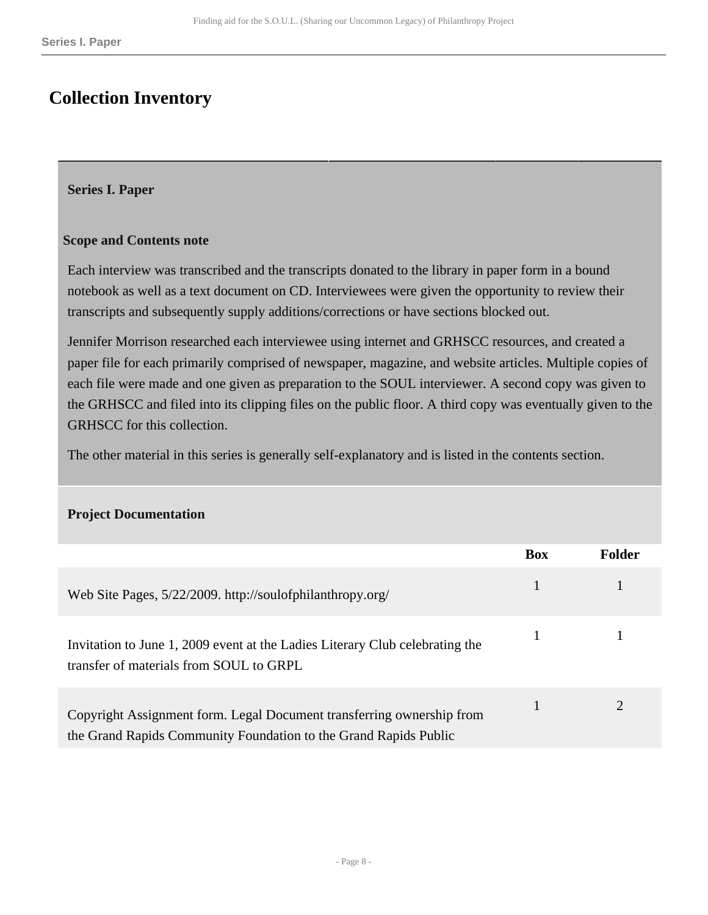## Collection Inventory

### Series I. Paper

**Scope and Contents note**

Each interview was transcribed and the transcripts donated to the library in paper form in a bound notebook as well as a text document on CD. Interviewees were given the opportunity to review their transcripts and subsequently supply additions/corrections or have sections blocked out.

Jennifer Morrison researched each interviewee using internet and GRHSCC resources, and created a paper file for each primarily comprised of newspaper, magazine, and website articles. Multiple copies of each file were made and one given as preparation to the SOUL interviewer. A second copy was given to the GRHSCC and filed into its clipping files on the public floor. A third copy was eventually given to the GRHSCC for this collection.

The other material in this series is generally self-explanatory and is listed in the contents section.

**Project Documentation**

| | Box | Folder |
|---|---|---|
| Web Site Pages, 5/22/2009. http://soulofphilanthropy.org/ | 1 | 1 |
| Invitation to June 1, 2009 event at the Ladies Literary Club celebrating the transfer of materials from SOUL to GRPL | 1 | 1 |
| Copyright Assignment form. Legal Document transferring ownership from the Grand Rapids Community Foundation to the Grand Rapids Public | 1 | 2 |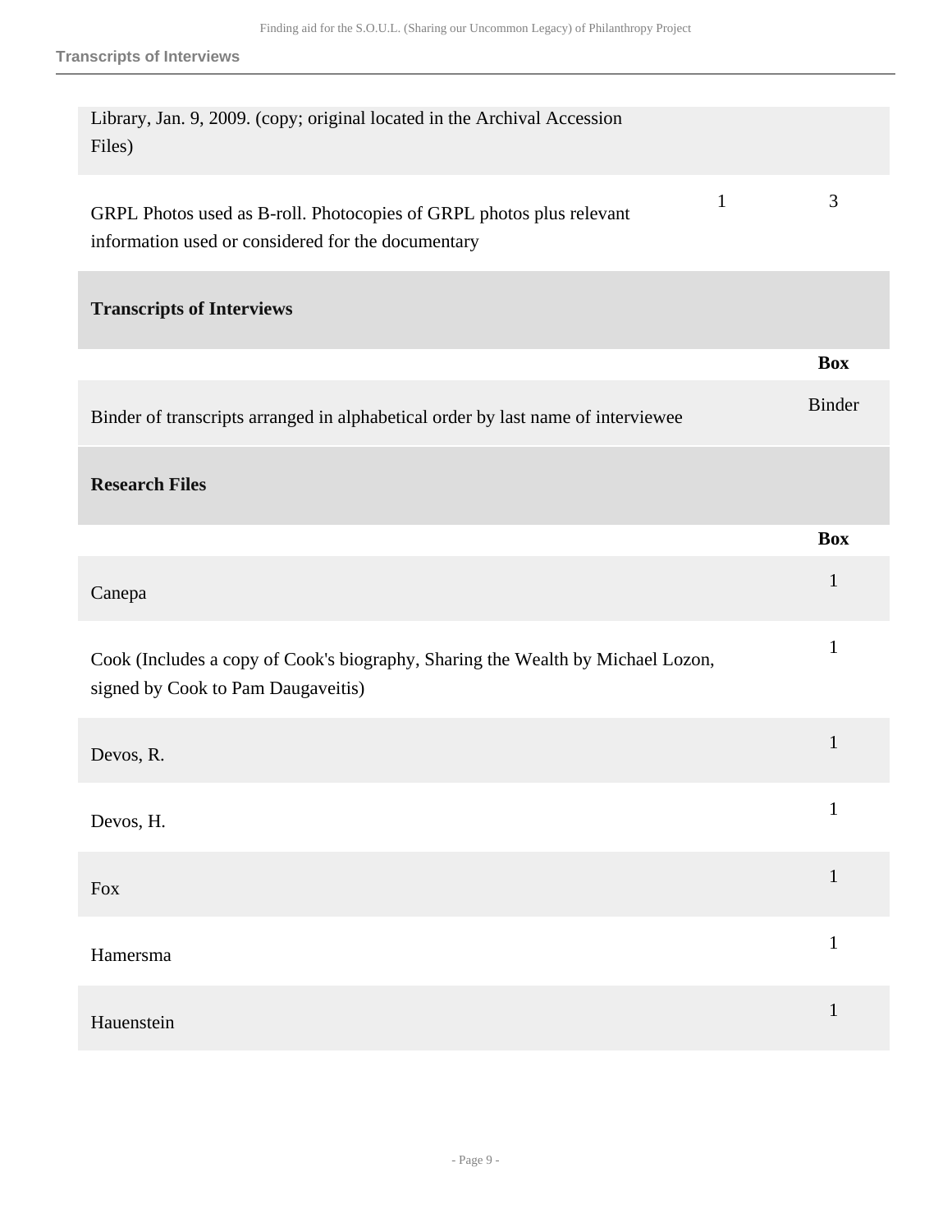| | | |
|---|---|---|
| Library, Jan. 9, 2009. (copy; original located in the Archival Accession Files) | | |
| GRPL Photos used as B-roll. Photocopies of GRPL photos plus relevant information used or considered for the documentary | 1 | 3 |

## Transcripts of Interviews

| | Box |
|---|---|
| Binder of transcripts arranged in alphabetical order by last name of interviewee | Binder |

## Research Files

| | Box |
|---|---|
| Canepa | 1 |
| Cook (Includes a copy of Cook's biography, Sharing the Wealth by Michael Lozon, signed by Cook to Pam Daugaveitis) | 1 |
| Devos, R. | 1 |
| Devos, H. | 1 |
| Fox | 1 |
| Hamersma | 1 |
| Hauenstein | 1 |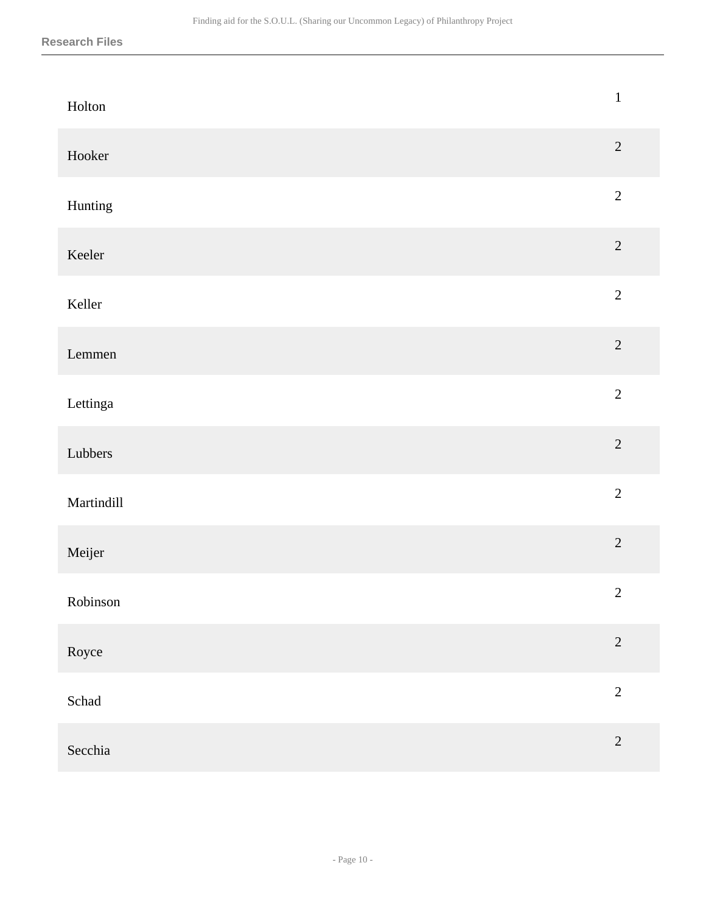## Research Files

| | |
|---|---|
| Holton | 1 |
| Hooker | 2 |
| Hunting | 2 |
| Keeler | 2 |
| Keller | 2 |
| Lemmen | 2 |
| Lettinga | 2 |
| Lubbers | 2 |
| Martindill | 2 |
| Meijer | 2 |
| Robinson | 2 |
| Royce | 2 |
| Schad | 2 |
| Secchia | 2 |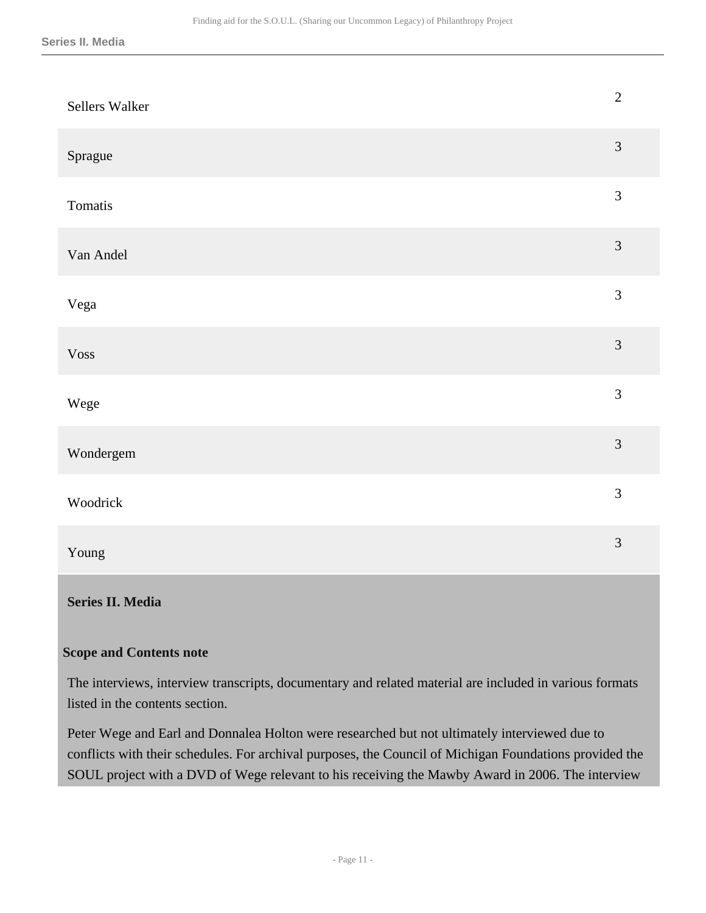| | |
|---|---|
| Sellers Walker | 2 |
| Sprague | 3 |
| Tomatis | 3 |
| Van Andel | 3 |
| Vega | 3 |
| Voss | 3 |
| Wege | 3 |
| Wondergem | 3 |
| Woodrick | 3 |
| Young | 3 |

## Series II. Media

### Scope and Contents note

The interviews, interview transcripts, documentary and related material are included in various formats listed in the contents section.

Peter Wege and Earl and Donnalea Holton were researched but not ultimately interviewed due to conflicts with their schedules. For archival purposes, the Council of Michigan Foundations provided the SOUL project with a DVD of Wege relevant to his receiving the Mawby Award in 2006. The interview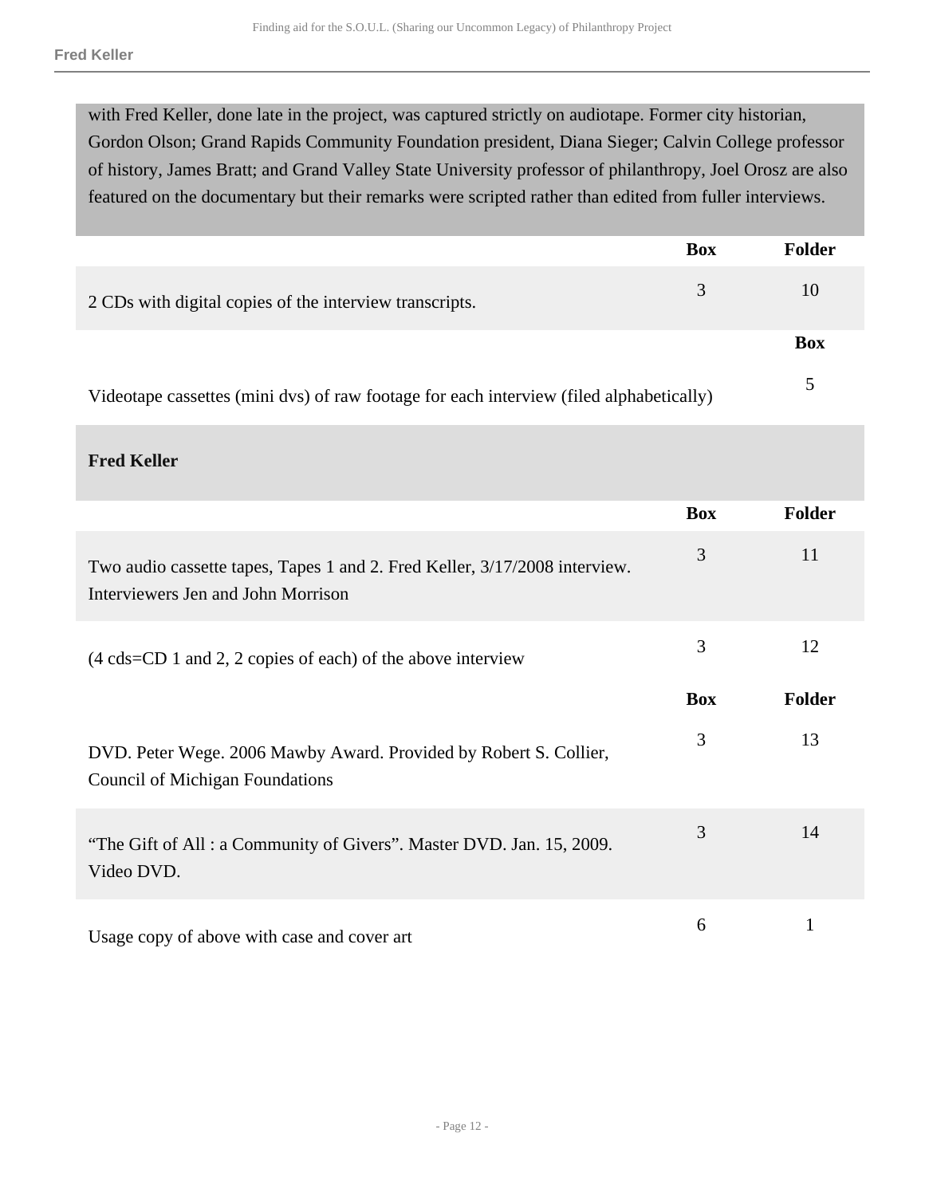with Fred Keller, done late in the project, was captured strictly on audiotape. Former city historian, Gordon Olson; Grand Rapids Community Foundation president, Diana Sieger; Calvin College professor of history, James Bratt; and Grand Valley State University professor of philanthropy, Joel Orosz are also featured on the documentary but their remarks were scripted rather than edited from fuller interviews.

| | Box | Folder |
|---|---|---|
| 2 CDs with digital copies of the interview transcripts. | 3 | 10 |

| | Box |
|---|---|
| Videotape cassettes (mini dvs) of raw footage for each interview (filed alphabetically) | 5 |

**Fred Keller**

| | Box | Folder |
|---|---|---|
| Two audio cassette tapes, Tapes 1 and 2. Fred Keller, 3/17/2008 interview. Interviewers Jen and John Morrison | 3 | 11 |
| (4 cds=CD 1 and 2, 2 copies of each) of the above interview | 3 | 12 |

| | Box | Folder |
|---|---|---|
| DVD. Peter Wege. 2006 Mawby Award. Provided by Robert S. Collier, Council of Michigan Foundations | 3 | 13 |
| “The Gift of All : a Community of Givers”. Master DVD. Jan. 15, 2009. Video DVD. | 3 | 14 |
| Usage copy of above with case and cover art | 6 | 1 |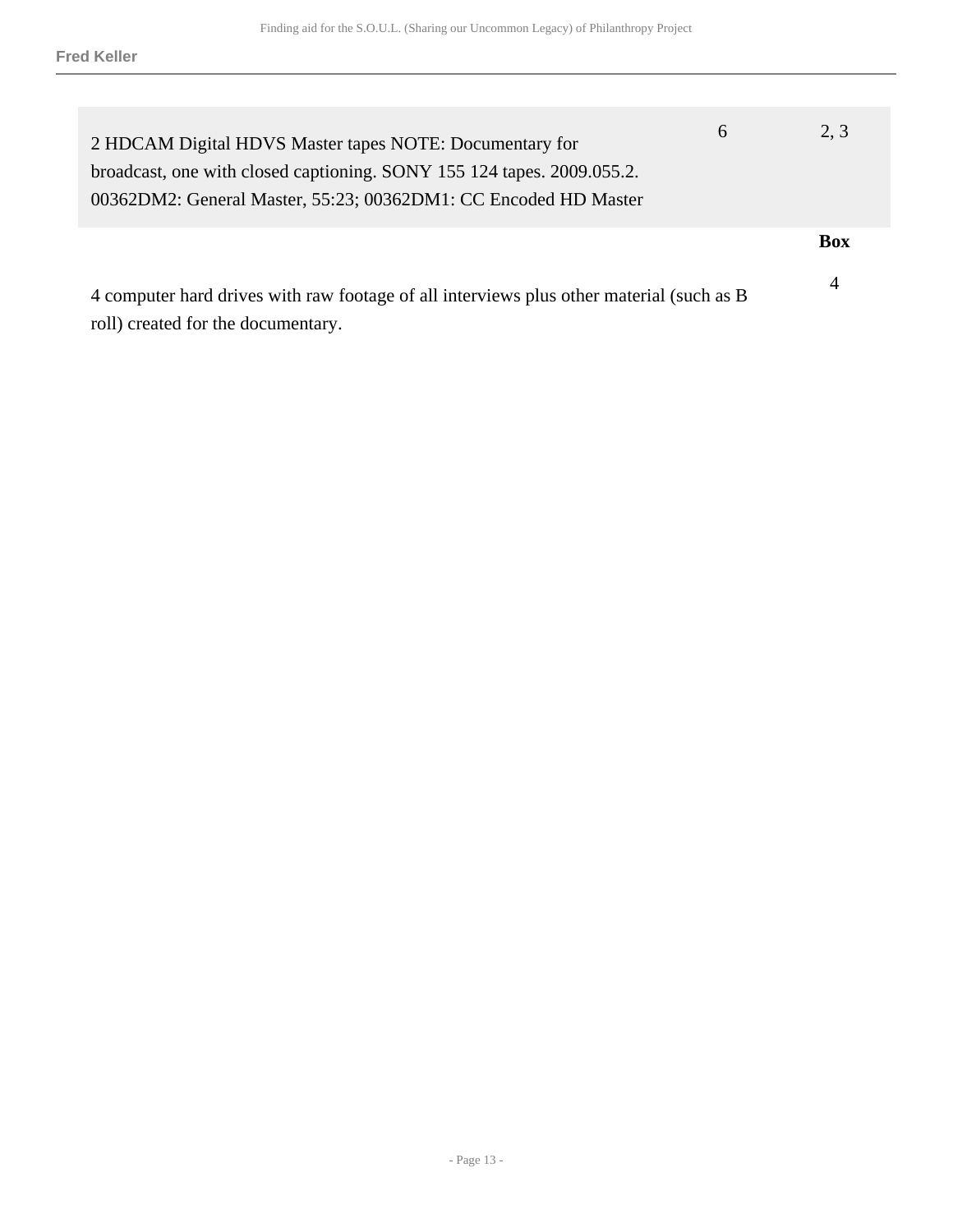| | | |
|---|---|---|
| 2 HDCAM Digital HDVS Master tapes NOTE: Documentary for broadcast, one with closed captioning. SONY 155 124 tapes. 2009.055.2. 00362DM2: General Master, 55:23; 00362DM1: CC Encoded HD Master | 6 | 2, 3 |

| | Box |
|---|---|
| 4 computer hard drives with raw footage of all interviews plus other material (such as B roll) created for the documentary. | 4 |